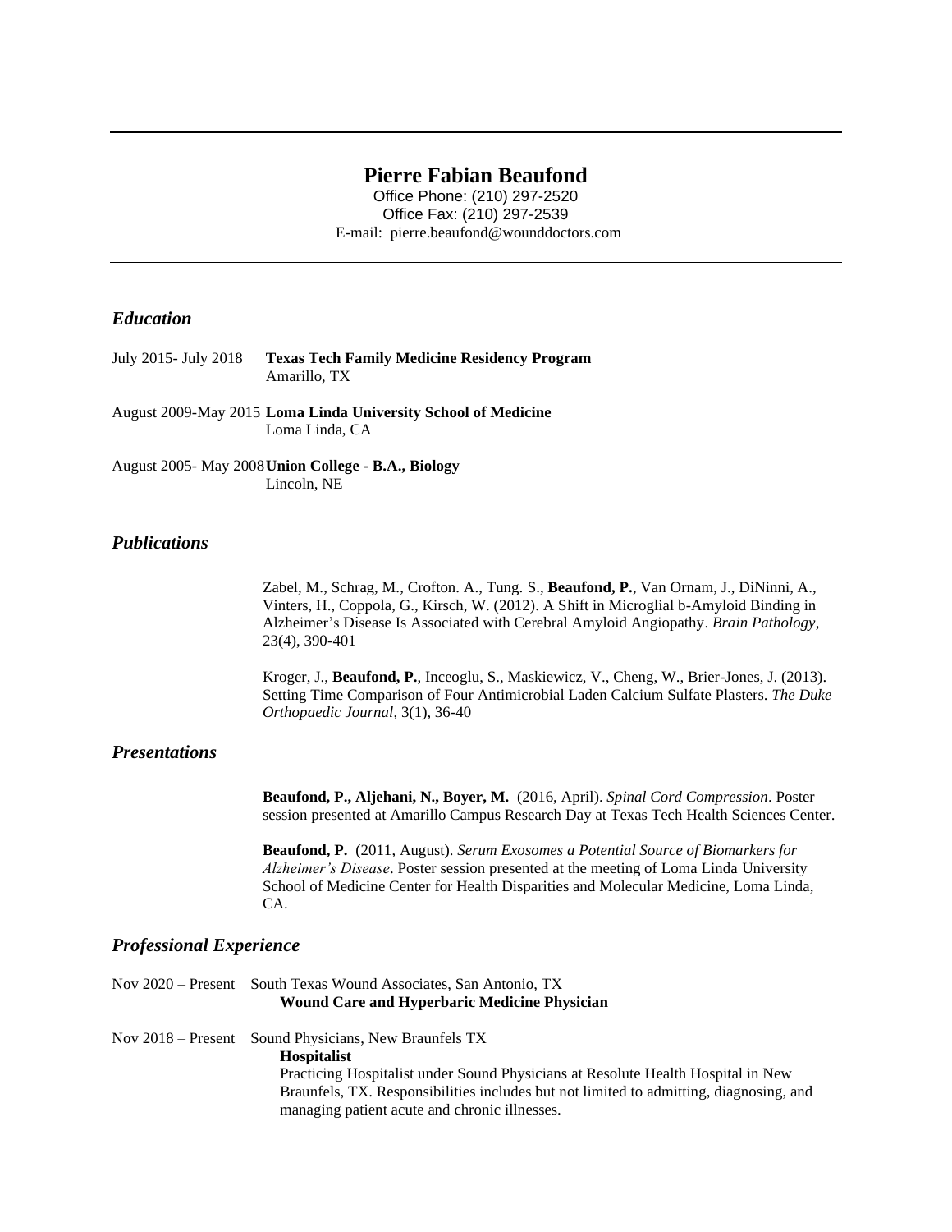# Pierre Fabian Beaufond

Office Phone: (210) 297-2520
Office Fax: (210) 297-2539
E-mail: pierre.beaufond@wounddoctors.com

---

## *Education*

July 2015- July 2018 **Texas Tech Family Medicine Residency Program**
Amarillo, TX

August 2009-May 2015 **Loma Linda University School of Medicine**
Loma Linda, CA

August 2005- May 2008 **Union College - B.A., Biology**
Lincoln, NE

## *Publications*

Zabel, M., Schrag, M., Crofton. A., Tung. S., **Beaufond, P.**, Van Ornam, J., DiNinni, A., Vinters, H., Coppola, G., Kirsch, W. (2012). A Shift in Microglial b-Amyloid Binding in Alzheimer's Disease Is Associated with Cerebral Amyloid Angiopathy. *Brain Pathology*, 23(4), 390-401

Kroger, J., **Beaufond, P.**, Inceoglu, S., Maskiewicz, V., Cheng, W., Brier-Jones, J. (2013). Setting Time Comparison of Four Antimicrobial Laden Calcium Sulfate Plasters. *The Duke Orthopaedic Journal*, 3(1), 36-40

## *Presentations*

**Beaufond, P., Aljehani, N., Boyer, M.** (2016, April). *Spinal Cord Compression*. Poster session presented at Amarillo Campus Research Day at Texas Tech Health Sciences Center.

**Beaufond, P.** (2011, August). *Serum Exosomes a Potential Source of Biomarkers for Alzheimer's Disease*. Poster session presented at the meeting of Loma Linda University School of Medicine Center for Health Disparities and Molecular Medicine, Loma Linda, CA.

## *Professional Experience*

Nov 2020 – Present South Texas Wound Associates, San Antonio, TX
**Wound Care and Hyperbaric Medicine Physician**

Nov 2018 – Present Sound Physicians, New Braunfels TX
**Hospitalist**
Practicing Hospitalist under Sound Physicians at Resolute Health Hospital in New Braunfels, TX. Responsibilities includes but not limited to admitting, diagnosing, and managing patient acute and chronic illnesses.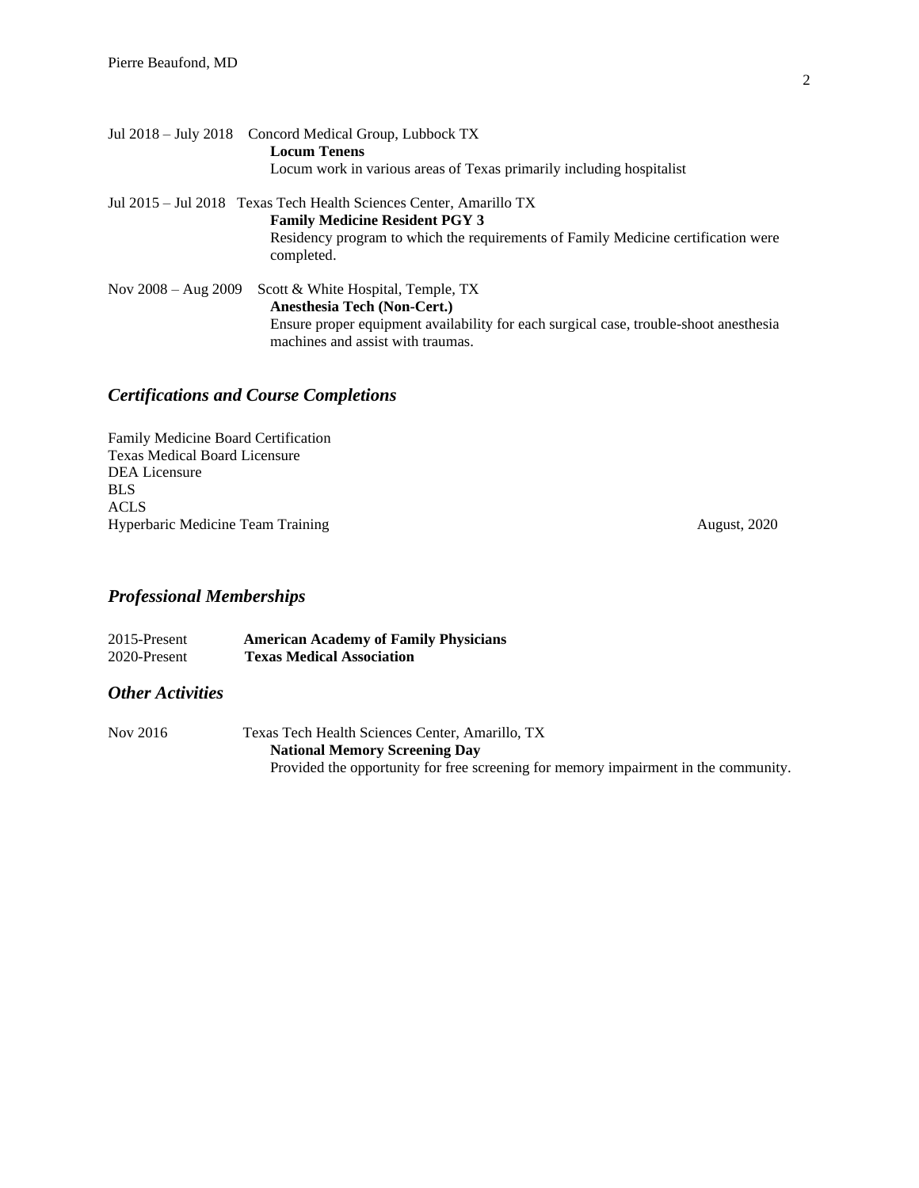Jul 2018 – July 2018 Concord Medical Group, Lubbock TX
**Locum Tenens**
Locum work in various areas of Texas primarily including hospitalist

Jul 2015 – Jul 2018 Texas Tech Health Sciences Center, Amarillo TX
**Family Medicine Resident PGY 3**
Residency program to which the requirements of Family Medicine certification were completed.

Nov 2008 – Aug 2009 Scott & White Hospital, Temple, TX
**Anesthesia Tech (Non-Cert.)**
Ensure proper equipment availability for each surgical case, trouble-shoot anesthesia machines and assist with traumas.

## *Certifications and Course Completions*

Family Medicine Board Certification
Texas Medical Board Licensure
DEA Licensure
BLS
ACLS
Hyperbaric Medicine Team Training August, 2020

## *Professional Memberships*

2015-Present **American Academy of Family Physicians**
2020-Present **Texas Medical Association**

## *Other Activities*

Nov 2016 Texas Tech Health Sciences Center, Amarillo, TX
**National Memory Screening Day**
Provided the opportunity for free screening for memory impairment in the community.